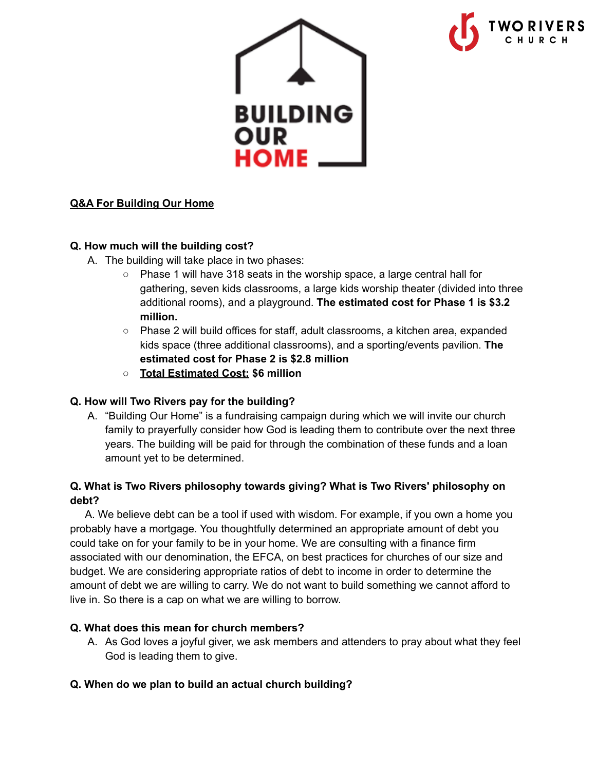# BUILDING OUR HOME

TWO RIVERS CHURCH

**<u>Q&A For Building Our Home</u>**

**Q. How much will the building cost?**

A. The building will take place in two phases:
   - Phase 1 will have 318 seats in the worship space, a large central hall for gathering, seven kids classrooms, a large kids worship theater (divided into three additional rooms), and a playground. **The estimated cost for Phase 1 is $3.2 million.**
   - Phase 2 will build offices for staff, adult classrooms, a kitchen area, expanded kids space (three additional classrooms), and a sporting/events pavilion. **The estimated cost for Phase 2 is $2.8 million**
   - **<u>Total Estimated Cost:</u> $6 million**

**Q. How will Two Rivers pay for the building?**

A. "Building Our Home" is a fundraising campaign during which we will invite our church family to prayerfully consider how God is leading them to contribute over the next three years. The building will be paid for through the combination of these funds and a loan amount yet to be determined.

**Q. What is Two Rivers philosophy towards giving? What is Two Rivers' philosophy on debt?**

A. We believe debt can be a tool if used with wisdom. For example, if you own a home you probably have a mortgage. You thoughtfully determined an appropriate amount of debt you could take on for your family to be in your home. We are consulting with a finance firm associated with our denomination, the EFCA, on best practices for churches of our size and budget. We are considering appropriate ratios of debt to income in order to determine the amount of debt we are willing to carry. We do not want to build something we cannot afford to live in. So there is a cap on what we are willing to borrow.

**Q. What does this mean for church members?**

A. As God loves a joyful giver, we ask members and attenders to pray about what they feel God is leading them to give.

**Q. When do we plan to build an actual church building?**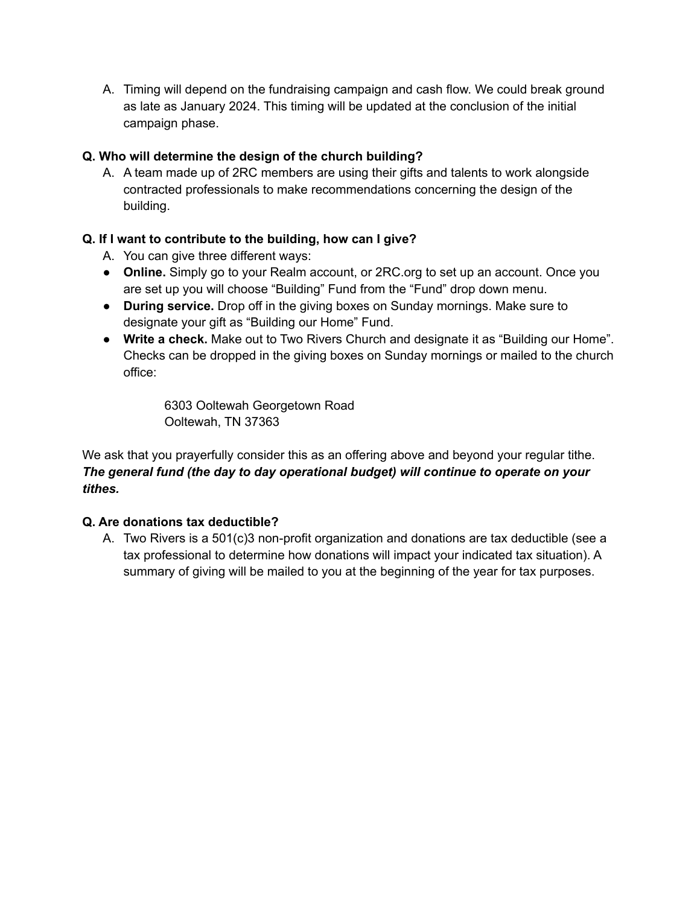A. Timing will depend on the fundraising campaign and cash flow. We could break ground as late as January 2024. This timing will be updated at the conclusion of the initial campaign phase.

**Q. Who will determine the design of the church building?**

A. A team made up of 2RC members are using their gifts and talents to work alongside contracted professionals to make recommendations concerning the design of the building.

**Q. If I want to contribute to the building, how can I give?**

A. You can give three different ways:

- **Online.** Simply go to your Realm account, or 2RC.org to set up an account. Once you are set up you will choose "Building" Fund from the "Fund" drop down menu.
- **During service.** Drop off in the giving boxes on Sunday mornings. Make sure to designate your gift as "Building our Home" Fund.
- **Write a check.** Make out to Two Rivers Church and designate it as "Building our Home". Checks can be dropped in the giving boxes on Sunday mornings or mailed to the church office:

  6303 Ooltewah Georgetown Road
  Ooltewah, TN 37363

We ask that you prayerfully consider this as an offering above and beyond your regular tithe. ***The general fund (the day to day operational budget) will continue to operate on your tithes.***

**Q. Are donations tax deductible?**

A. Two Rivers is a 501(c)3 non-profit organization and donations are tax deductible (see a tax professional to determine how donations will impact your indicated tax situation). A summary of giving will be mailed to you at the beginning of the year for tax purposes.